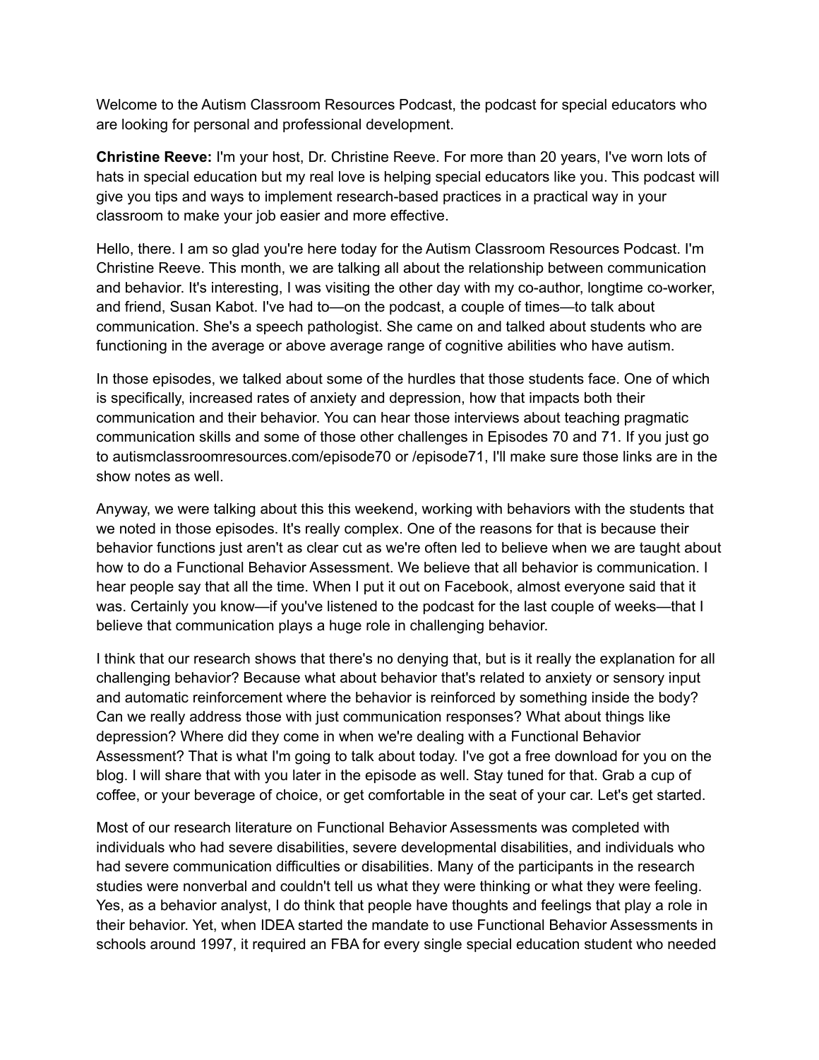Welcome to the Autism Classroom Resources Podcast, the podcast for special educators who are looking for personal and professional development.

**Christine Reeve:** I'm your host, Dr. Christine Reeve. For more than 20 years, I've worn lots of hats in special education but my real love is helping special educators like you. This podcast will give you tips and ways to implement research-based practices in a practical way in your classroom to make your job easier and more effective.

Hello, there. I am so glad you're here today for the Autism Classroom Resources Podcast. I'm Christine Reeve. This month, we are talking all about the relationship between communication and behavior. It's interesting, I was visiting the other day with my co-author, longtime co-worker, and friend, Susan Kabot. I've had to—on the podcast, a couple of times—to talk about communication. She's a speech pathologist. She came on and talked about students who are functioning in the average or above average range of cognitive abilities who have autism.

In those episodes, we talked about some of the hurdles that those students face. One of which is specifically, increased rates of anxiety and depression, how that impacts both their communication and their behavior. You can hear those interviews about teaching pragmatic communication skills and some of those other challenges in Episodes 70 and 71. If you just go to autismclassroomresources.com/episode70 or /episode71, I'll make sure those links are in the show notes as well.

Anyway, we were talking about this this weekend, working with behaviors with the students that we noted in those episodes. It's really complex. One of the reasons for that is because their behavior functions just aren't as clear cut as we're often led to believe when we are taught about how to do a Functional Behavior Assessment. We believe that all behavior is communication. I hear people say that all the time. When I put it out on Facebook, almost everyone said that it was. Certainly you know—if you've listened to the podcast for the last couple of weeks—that I believe that communication plays a huge role in challenging behavior.

I think that our research shows that there's no denying that, but is it really the explanation for all challenging behavior? Because what about behavior that's related to anxiety or sensory input and automatic reinforcement where the behavior is reinforced by something inside the body? Can we really address those with just communication responses? What about things like depression? Where did they come in when we're dealing with a Functional Behavior Assessment? That is what I'm going to talk about today. I've got a free download for you on the blog. I will share that with you later in the episode as well. Stay tuned for that. Grab a cup of coffee, or your beverage of choice, or get comfortable in the seat of your car. Let's get started.

Most of our research literature on Functional Behavior Assessments was completed with individuals who had severe disabilities, severe developmental disabilities, and individuals who had severe communication difficulties or disabilities. Many of the participants in the research studies were nonverbal and couldn't tell us what they were thinking or what they were feeling. Yes, as a behavior analyst, I do think that people have thoughts and feelings that play a role in their behavior. Yet, when IDEA started the mandate to use Functional Behavior Assessments in schools around 1997, it required an FBA for every single special education student who needed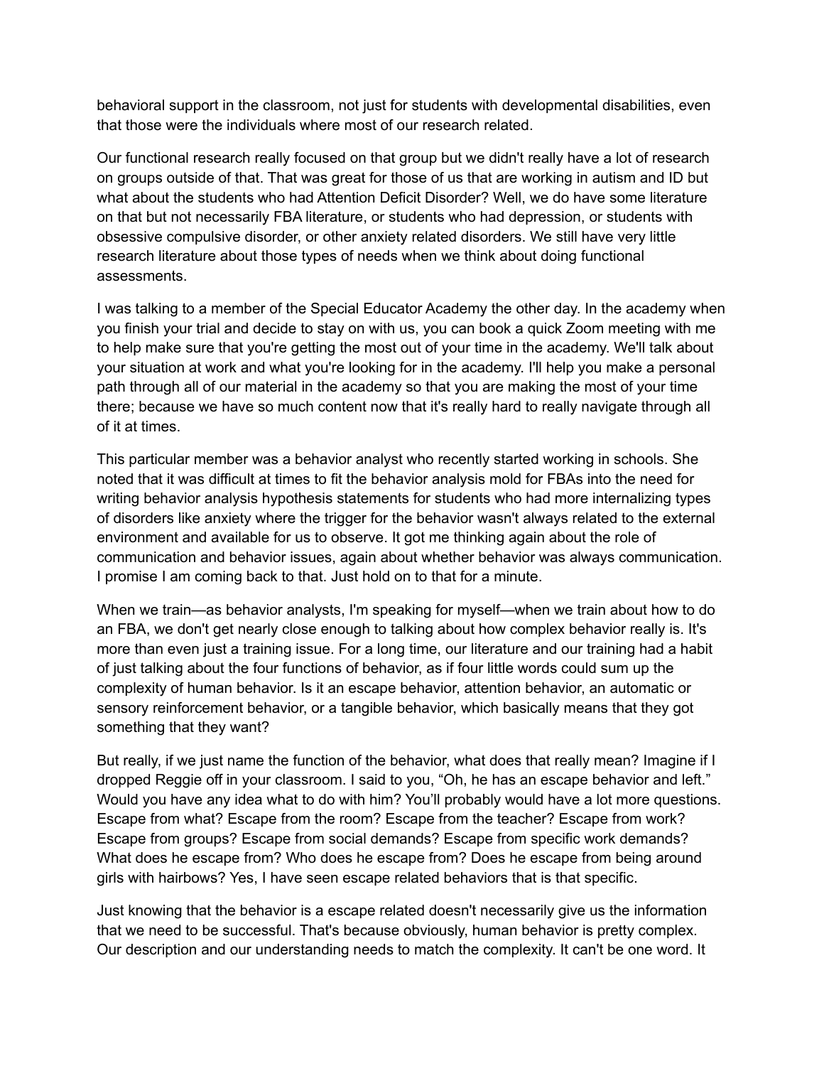behavioral support in the classroom, not just for students with developmental disabilities, even that those were the individuals where most of our research related.

Our functional research really focused on that group but we didn't really have a lot of research on groups outside of that. That was great for those of us that are working in autism and ID but what about the students who had Attention Deficit Disorder? Well, we do have some literature on that but not necessarily FBA literature, or students who had depression, or students with obsessive compulsive disorder, or other anxiety related disorders. We still have very little research literature about those types of needs when we think about doing functional assessments.

I was talking to a member of the Special Educator Academy the other day. In the academy when you finish your trial and decide to stay on with us, you can book a quick Zoom meeting with me to help make sure that you're getting the most out of your time in the academy. We'll talk about your situation at work and what you're looking for in the academy. I'll help you make a personal path through all of our material in the academy so that you are making the most of your time there; because we have so much content now that it's really hard to really navigate through all of it at times.

This particular member was a behavior analyst who recently started working in schools. She noted that it was difficult at times to fit the behavior analysis mold for FBAs into the need for writing behavior analysis hypothesis statements for students who had more internalizing types of disorders like anxiety where the trigger for the behavior wasn't always related to the external environment and available for us to observe. It got me thinking again about the role of communication and behavior issues, again about whether behavior was always communication. I promise I am coming back to that. Just hold on to that for a minute.

When we train—as behavior analysts, I'm speaking for myself—when we train about how to do an FBA, we don't get nearly close enough to talking about how complex behavior really is. It's more than even just a training issue. For a long time, our literature and our training had a habit of just talking about the four functions of behavior, as if four little words could sum up the complexity of human behavior. Is it an escape behavior, attention behavior, an automatic or sensory reinforcement behavior, or a tangible behavior, which basically means that they got something that they want?

But really, if we just name the function of the behavior, what does that really mean? Imagine if I dropped Reggie off in your classroom. I said to you, "Oh, he has an escape behavior and left." Would you have any idea what to do with him? You'll probably would have a lot more questions. Escape from what? Escape from the room? Escape from the teacher? Escape from work? Escape from groups? Escape from social demands? Escape from specific work demands? What does he escape from? Who does he escape from? Does he escape from being around girls with hairbows? Yes, I have seen escape related behaviors that is that specific.

Just knowing that the behavior is a escape related doesn't necessarily give us the information that we need to be successful. That's because obviously, human behavior is pretty complex. Our description and our understanding needs to match the complexity. It can't be one word. It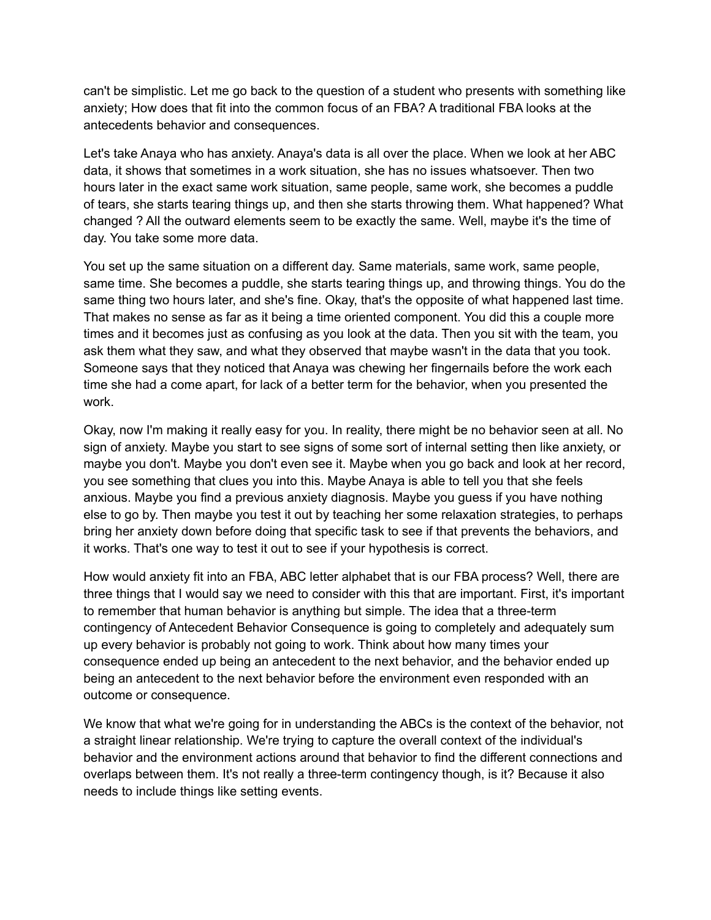can't be simplistic. Let me go back to the question of a student who presents with something like anxiety; How does that fit into the common focus of an FBA? A traditional FBA looks at the antecedents behavior and consequences.

Let's take Anaya who has anxiety. Anaya's data is all over the place. When we look at her ABC data, it shows that sometimes in a work situation, she has no issues whatsoever. Then two hours later in the exact same work situation, same people, same work, she becomes a puddle of tears, she starts tearing things up, and then she starts throwing them. What happened? What changed ? All the outward elements seem to be exactly the same. Well, maybe it's the time of day. You take some more data.

You set up the same situation on a different day. Same materials, same work, same people, same time. She becomes a puddle, she starts tearing things up, and throwing things. You do the same thing two hours later, and she's fine. Okay, that's the opposite of what happened last time. That makes no sense as far as it being a time oriented component. You did this a couple more times and it becomes just as confusing as you look at the data. Then you sit with the team, you ask them what they saw, and what they observed that maybe wasn't in the data that you took. Someone says that they noticed that Anaya was chewing her fingernails before the work each time she had a come apart, for lack of a better term for the behavior, when you presented the work.

Okay, now I'm making it really easy for you. In reality, there might be no behavior seen at all. No sign of anxiety. Maybe you start to see signs of some sort of internal setting then like anxiety, or maybe you don't. Maybe you don't even see it. Maybe when you go back and look at her record, you see something that clues you into this. Maybe Anaya is able to tell you that she feels anxious. Maybe you find a previous anxiety diagnosis. Maybe you guess if you have nothing else to go by. Then maybe you test it out by teaching her some relaxation strategies, to perhaps bring her anxiety down before doing that specific task to see if that prevents the behaviors, and it works. That's one way to test it out to see if your hypothesis is correct.

How would anxiety fit into an FBA, ABC letter alphabet that is our FBA process? Well, there are three things that I would say we need to consider with this that are important. First, it's important to remember that human behavior is anything but simple. The idea that a three-term contingency of Antecedent Behavior Consequence is going to completely and adequately sum up every behavior is probably not going to work. Think about how many times your consequence ended up being an antecedent to the next behavior, and the behavior ended up being an antecedent to the next behavior before the environment even responded with an outcome or consequence.

We know that what we're going for in understanding the ABCs is the context of the behavior, not a straight linear relationship. We're trying to capture the overall context of the individual's behavior and the environment actions around that behavior to find the different connections and overlaps between them. It's not really a three-term contingency though, is it? Because it also needs to include things like setting events.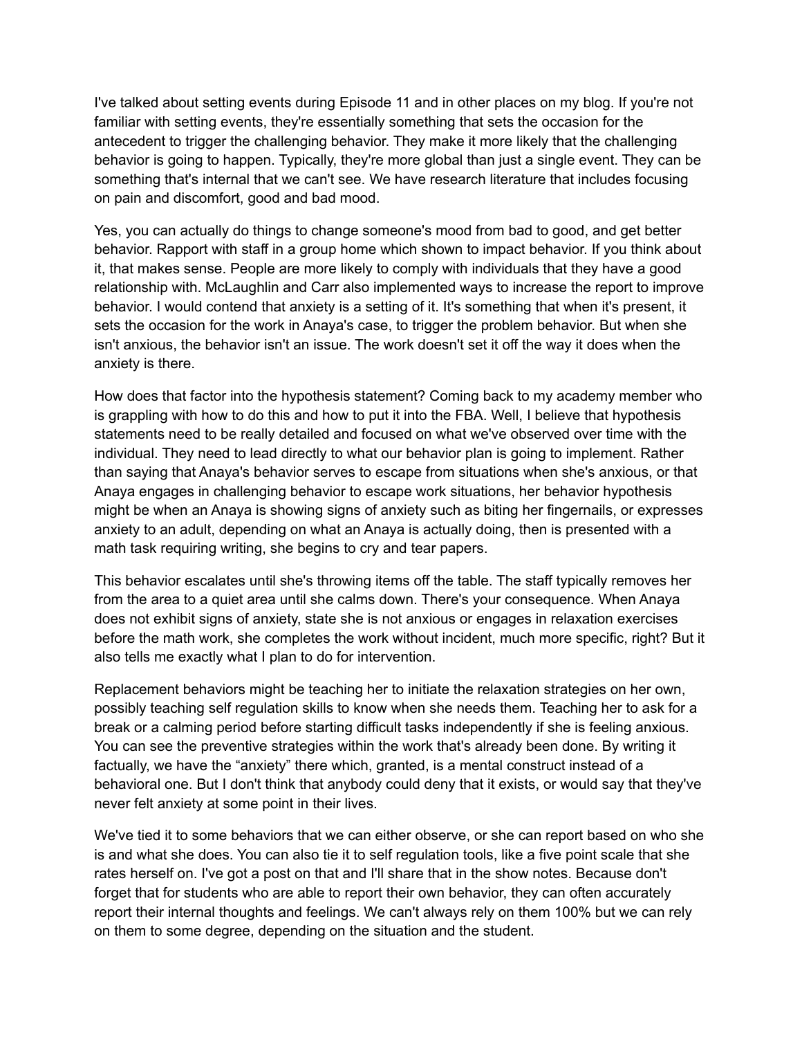I've talked about setting events during Episode 11 and in other places on my blog. If you're not familiar with setting events, they're essentially something that sets the occasion for the antecedent to trigger the challenging behavior. They make it more likely that the challenging behavior is going to happen. Typically, they're more global than just a single event. They can be something that's internal that we can't see. We have research literature that includes focusing on pain and discomfort, good and bad mood.

Yes, you can actually do things to change someone's mood from bad to good, and get better behavior. Rapport with staff in a group home which shown to impact behavior. If you think about it, that makes sense. People are more likely to comply with individuals that they have a good relationship with. McLaughlin and Carr also implemented ways to increase the report to improve behavior. I would contend that anxiety is a setting of it. It's something that when it's present, it sets the occasion for the work in Anaya's case, to trigger the problem behavior. But when she isn't anxious, the behavior isn't an issue. The work doesn't set it off the way it does when the anxiety is there.

How does that factor into the hypothesis statement? Coming back to my academy member who is grappling with how to do this and how to put it into the FBA. Well, I believe that hypothesis statements need to be really detailed and focused on what we've observed over time with the individual. They need to lead directly to what our behavior plan is going to implement. Rather than saying that Anaya's behavior serves to escape from situations when she's anxious, or that Anaya engages in challenging behavior to escape work situations, her behavior hypothesis might be when an Anaya is showing signs of anxiety such as biting her fingernails, or expresses anxiety to an adult, depending on what an Anaya is actually doing, then is presented with a math task requiring writing, she begins to cry and tear papers.

This behavior escalates until she's throwing items off the table. The staff typically removes her from the area to a quiet area until she calms down. There's your consequence. When Anaya does not exhibit signs of anxiety, state she is not anxious or engages in relaxation exercises before the math work, she completes the work without incident, much more specific, right? But it also tells me exactly what I plan to do for intervention.

Replacement behaviors might be teaching her to initiate the relaxation strategies on her own, possibly teaching self regulation skills to know when she needs them. Teaching her to ask for a break or a calming period before starting difficult tasks independently if she is feeling anxious. You can see the preventive strategies within the work that's already been done. By writing it factually, we have the "anxiety" there which, granted, is a mental construct instead of a behavioral one. But I don't think that anybody could deny that it exists, or would say that they've never felt anxiety at some point in their lives.

We've tied it to some behaviors that we can either observe, or she can report based on who she is and what she does. You can also tie it to self regulation tools, like a five point scale that she rates herself on. I've got a post on that and I'll share that in the show notes. Because don't forget that for students who are able to report their own behavior, they can often accurately report their internal thoughts and feelings. We can't always rely on them 100% but we can rely on them to some degree, depending on the situation and the student.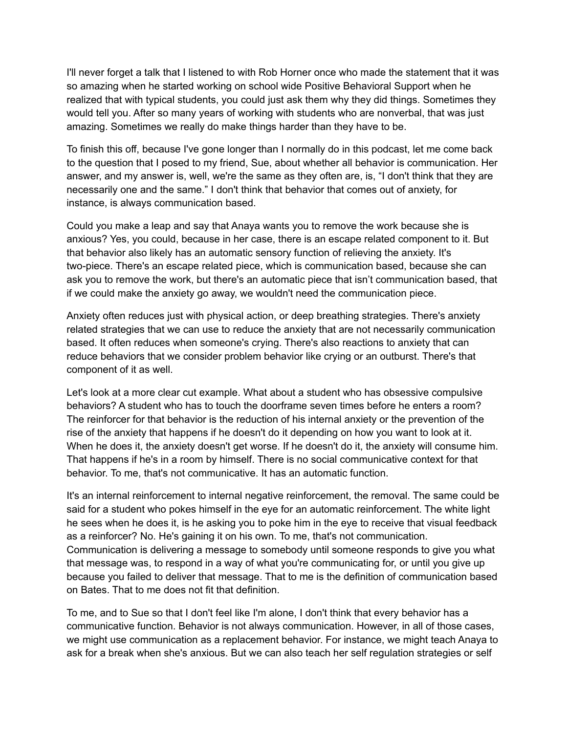I'll never forget a talk that I listened to with Rob Horner once who made the statement that it was so amazing when he started working on school wide Positive Behavioral Support when he realized that with typical students, you could just ask them why they did things. Sometimes they would tell you. After so many years of working with students who are nonverbal, that was just amazing. Sometimes we really do make things harder than they have to be.

To finish this off, because I've gone longer than I normally do in this podcast, let me come back to the question that I posed to my friend, Sue, about whether all behavior is communication. Her answer, and my answer is, well, we're the same as they often are, is, "I don't think that they are necessarily one and the same." I don't think that behavior that comes out of anxiety, for instance, is always communication based.

Could you make a leap and say that Anaya wants you to remove the work because she is anxious? Yes, you could, because in her case, there is an escape related component to it. But that behavior also likely has an automatic sensory function of relieving the anxiety. It's two-piece. There's an escape related piece, which is communication based, because she can ask you to remove the work, but there's an automatic piece that isn't communication based, that if we could make the anxiety go away, we wouldn't need the communication piece.

Anxiety often reduces just with physical action, or deep breathing strategies. There's anxiety related strategies that we can use to reduce the anxiety that are not necessarily communication based. It often reduces when someone's crying. There's also reactions to anxiety that can reduce behaviors that we consider problem behavior like crying or an outburst. There's that component of it as well.

Let's look at a more clear cut example. What about a student who has obsessive compulsive behaviors? A student who has to touch the doorframe seven times before he enters a room? The reinforcer for that behavior is the reduction of his internal anxiety or the prevention of the rise of the anxiety that happens if he doesn't do it depending on how you want to look at it. When he does it, the anxiety doesn't get worse. If he doesn't do it, the anxiety will consume him. That happens if he's in a room by himself. There is no social communicative context for that behavior. To me, that's not communicative. It has an automatic function.

It's an internal reinforcement to internal negative reinforcement, the removal. The same could be said for a student who pokes himself in the eye for an automatic reinforcement. The white light he sees when he does it, is he asking you to poke him in the eye to receive that visual feedback as a reinforcer? No. He's gaining it on his own. To me, that's not communication. Communication is delivering a message to somebody until someone responds to give you what that message was, to respond in a way of what you're communicating for, or until you give up because you failed to deliver that message. That to me is the definition of communication based on Bates. That to me does not fit that definition.

To me, and to Sue so that I don't feel like I'm alone, I don't think that every behavior has a communicative function. Behavior is not always communication. However, in all of those cases, we might use communication as a replacement behavior. For instance, we might teach Anaya to ask for a break when she's anxious. But we can also teach her self regulation strategies or self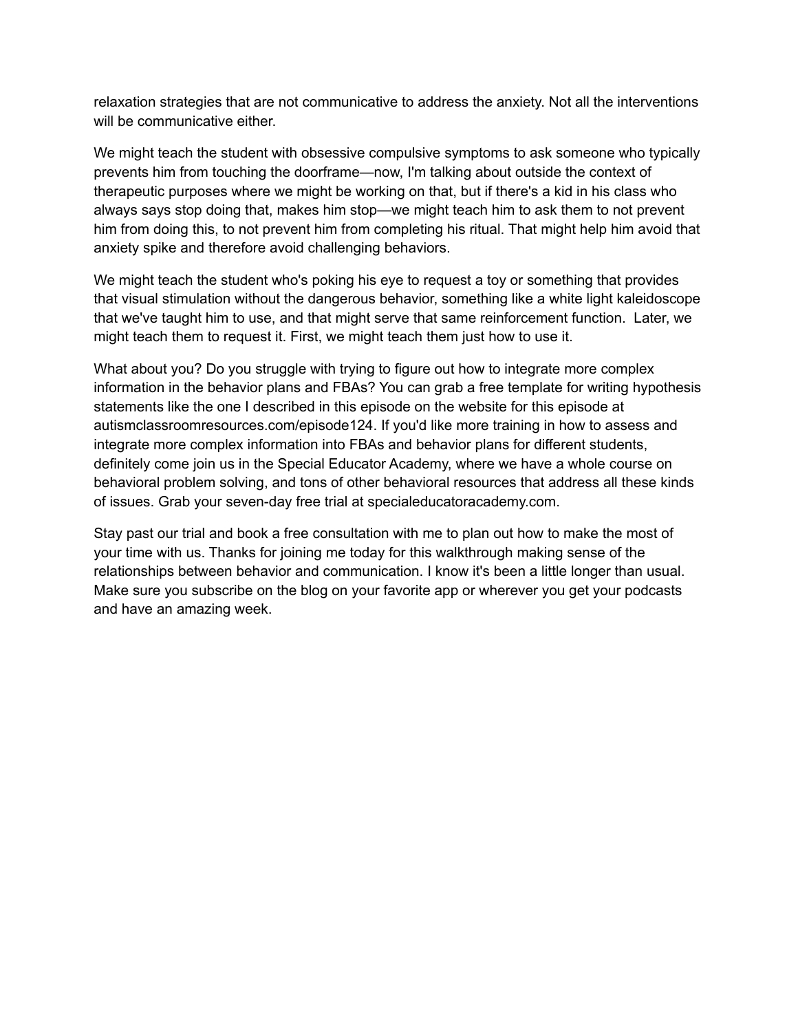relaxation strategies that are not communicative to address the anxiety. Not all the interventions will be communicative either.

We might teach the student with obsessive compulsive symptoms to ask someone who typically prevents him from touching the doorframe—now, I'm talking about outside the context of therapeutic purposes where we might be working on that, but if there's a kid in his class who always says stop doing that, makes him stop—we might teach him to ask them to not prevent him from doing this, to not prevent him from completing his ritual. That might help him avoid that anxiety spike and therefore avoid challenging behaviors.

We might teach the student who's poking his eye to request a toy or something that provides that visual stimulation without the dangerous behavior, something like a white light kaleidoscope that we've taught him to use, and that might serve that same reinforcement function. Later, we might teach them to request it. First, we might teach them just how to use it.

What about you? Do you struggle with trying to figure out how to integrate more complex information in the behavior plans and FBAs? You can grab a free template for writing hypothesis statements like the one I described in this episode on the website for this episode at autismclassroomresources.com/episode124. If you'd like more training in how to assess and integrate more complex information into FBAs and behavior plans for different students, definitely come join us in the Special Educator Academy, where we have a whole course on behavioral problem solving, and tons of other behavioral resources that address all these kinds of issues. Grab your seven-day free trial at specialeducatoracademy.com.

Stay past our trial and book a free consultation with me to plan out how to make the most of your time with us. Thanks for joining me today for this walkthrough making sense of the relationships between behavior and communication. I know it's been a little longer than usual. Make sure you subscribe on the blog on your favorite app or wherever you get your podcasts and have an amazing week.